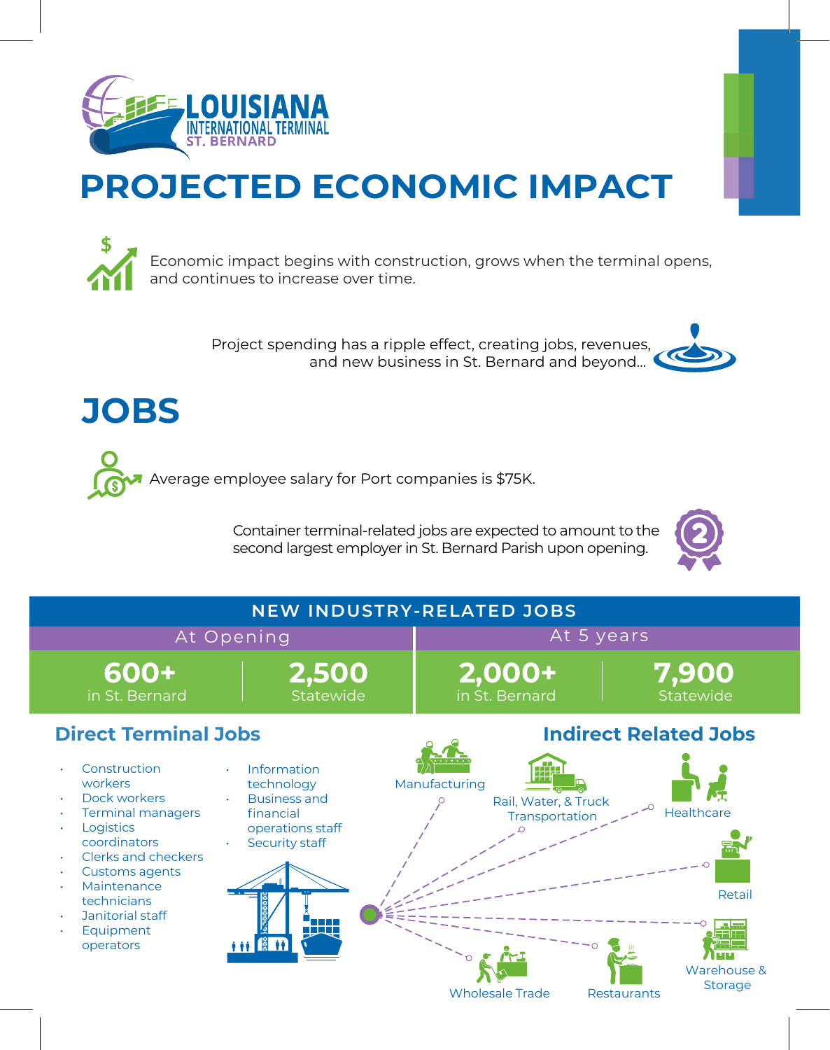**LOUISIANA INTERNATIONAL TERMINAL ST. BERNARD**

# PROJECTED ECONOMIC IMPACT

Economic impact begins with construction, grows when the terminal opens, and continues to increase over time.

Project spending has a ripple effect, creating jobs, revenues, and new business in St. Bernard and beyond...

## JOBS

Average employee salary for Port companies is $75K.

Container terminal-related jobs are expected to amount to the second largest employer in St. Bernard Parish upon opening.

| NEW INDUSTRY-RELATED JOBS | | | |
|---|---|---|---|
| At Opening | | At 5 years | |
| **600+** in St. Bernard | **2,500** Statewide | **2,000+** in St. Bernard | **7,900** Statewide |

### Direct Terminal Jobs

- Construction workers
- Dock workers
- Terminal managers
- Logistics coordinators
- Clerks and checkers
- Customs agents
- Maintenance technicians
- Janitorial staff
- Equipment operators
- Information technology
- Business and financial operations staff
- Security staff

### Indirect Related Jobs

- Manufacturing
- Rail, Water, & Truck Transportation
- Healthcare
- Retail
- Warehouse & Storage
- Restaurants
- Wholesale Trade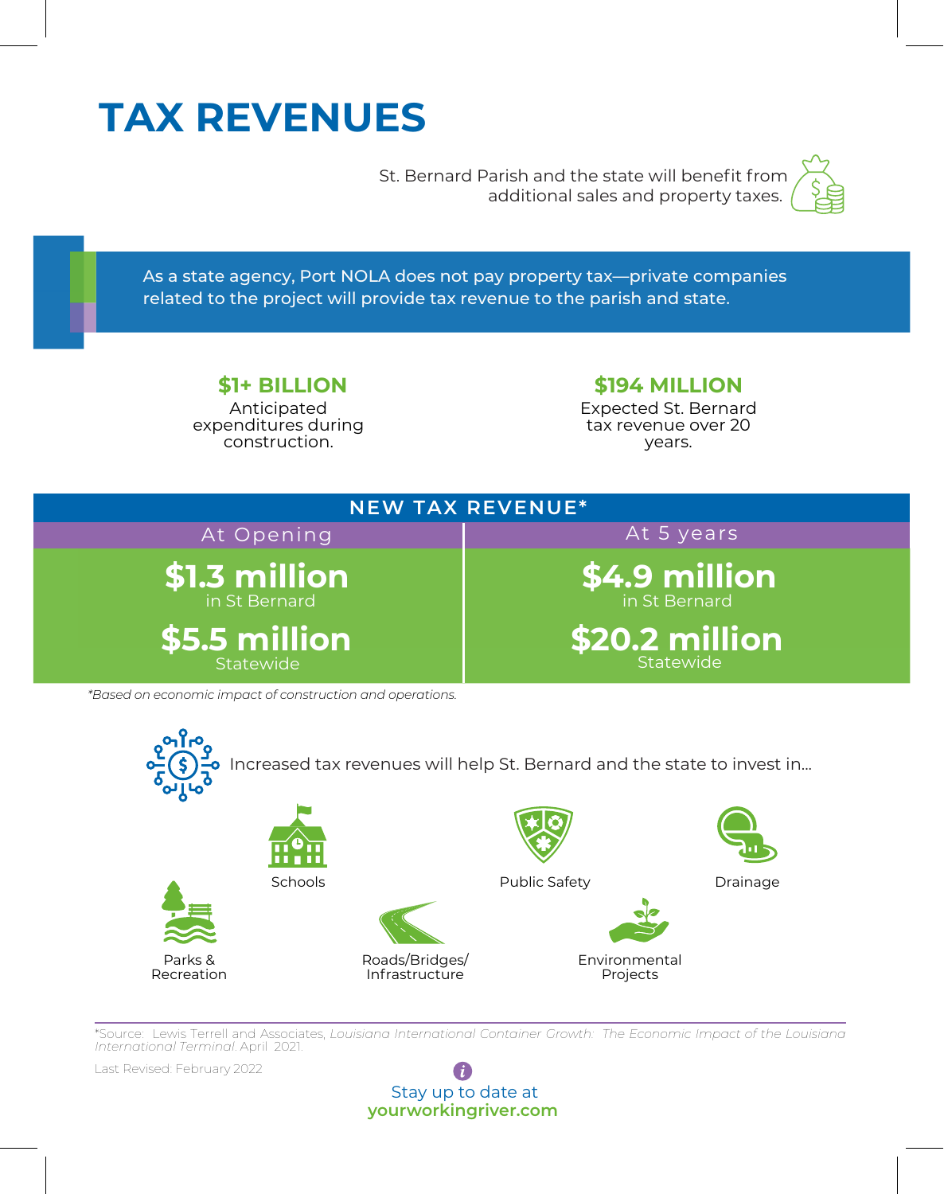# TAX REVENUES

St. Bernard Parish and the state will benefit from additional sales and property taxes.

As a state agency, Port NOLA does not pay property tax—private companies related to the project will provide tax revenue to the parish and state.

**$1+ BILLION**
Anticipated expenditures during construction.

**$194 MILLION**
Expected St. Bernard tax revenue over 20 years.

| NEW TAX REVENUE* | |
|---|---|
| At Opening | At 5 years |
| **$1.3 million** in St Bernard | **$4.9 million** in St Bernard |
| **$5.5 million** Statewide | **$20.2 million** Statewide |

*Based on economic impact of construction and operations.*

Increased tax revenues will help St. Bernard and the state to invest in...

- Schools
- Public Safety
- Drainage
- Parks & Recreation
- Roads/Bridges/ Infrastructure
- Environmental Projects

*Source: Lewis Terrell and Associates, *Louisiana International Container Growth: The Economic Impact of the Louisiana International Terminal.* April 2021.

Last Revised: February 2022

Stay up to date at
**yourworkingriver.com**